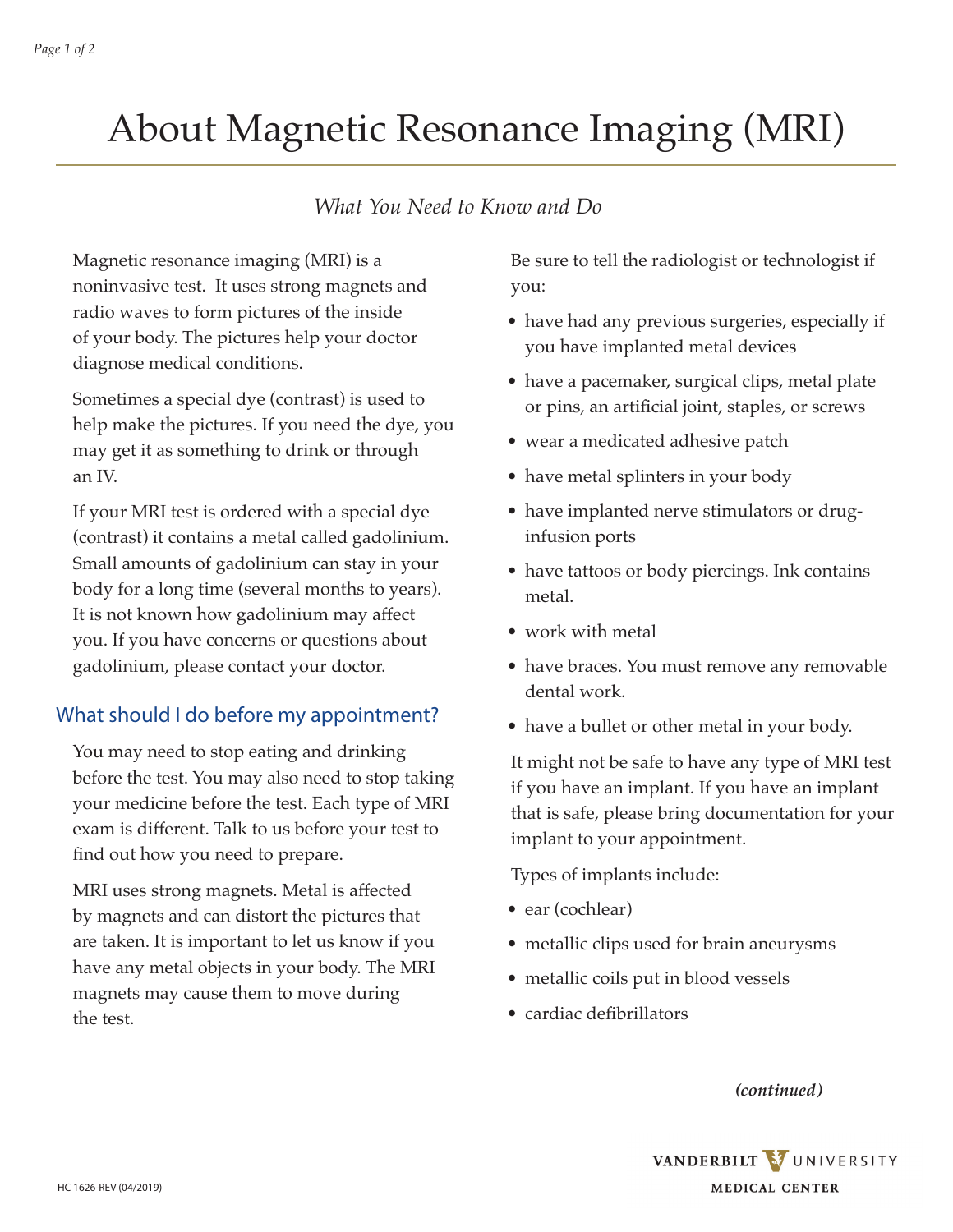# About Magnetic Resonance Imaging (MRI)

*What You Need to Know and Do*

Magnetic resonance imaging (MRI) is a noninvasive test. It uses strong magnets and radio waves to form pictures of the inside of your body. The pictures help your doctor diagnose medical conditions.

Sometimes a special dye (contrast) is used to help make the pictures. If you need the dye, you may get it as something to drink or through an IV.

If your MRI test is ordered with a special dye (contrast) it contains a metal called gadolinium. Small amounts of gadolinium can stay in your body for a long time (several months to years). It is not known how gadolinium may affect you. If you have concerns or questions about gadolinium, please contact your doctor.

## What should I do before my appointment?

You may need to stop eating and drinking before the test. You may also need to stop taking your medicine before the test. Each type of MRI exam is different. Talk to us before your test to find out how you need to prepare.

MRI uses strong magnets. Metal is affected by magnets and can distort the pictures that are taken. It is important to let us know if you have any metal objects in your body. The MRI magnets may cause them to move during the test.

Be sure to tell the radiologist or technologist if you:

- have had any previous surgeries, especially if you have implanted metal devices
- have a pacemaker, surgical clips, metal plate or pins, an artificial joint, staples, or screws
- wear a medicated adhesive patch
- have metal splinters in your body
- have implanted nerve stimulators or drug-infusion ports
- have tattoos or body piercings. Ink contains metal.
- work with metal
- have braces. You must remove any removable dental work.
- have a bullet or other metal in your body.

It might not be safe to have any type of MRI test if you have an implant. If you have an implant that is safe, please bring documentation for your implant to your appointment.

Types of implants include:

- ear (cochlear)
- metallic clips used for brain aneurysms
- metallic coils put in blood vessels
- cardiac defibrillators

***(continued)***

HC 1626-REV (04/2019)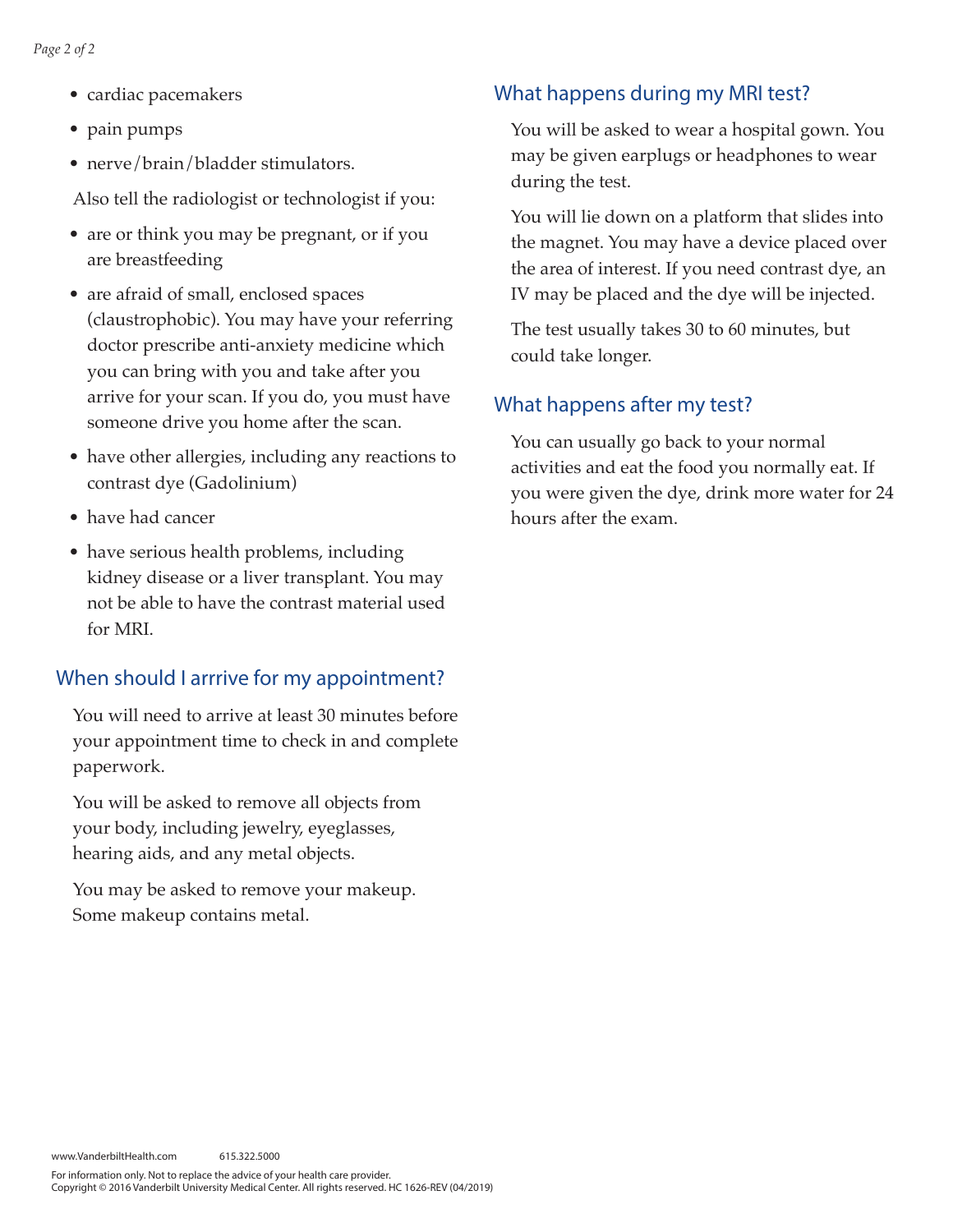- cardiac pacemakers
- pain pumps
- nerve/brain/bladder stimulators.

Also tell the radiologist or technologist if you:

- are or think you may be pregnant, or if you are breastfeeding
- are afraid of small, enclosed spaces (claustrophobic). You may have your referring doctor prescribe anti-anxiety medicine which you can bring with you and take after you arrive for your scan. If you do, you must have someone drive you home after the scan.
- have other allergies, including any reactions to contrast dye (Gadolinium)
- have had cancer
- have serious health problems, including kidney disease or a liver transplant. You may not be able to have the contrast material used for MRI.

## When should I arrrive for my appointment?

You will need to arrive at least 30 minutes before your appointment time to check in and complete paperwork.

You will be asked to remove all objects from your body, including jewelry, eyeglasses, hearing aids, and any metal objects.

You may be asked to remove your makeup. Some makeup contains metal.

## What happens during my MRI test?

You will be asked to wear a hospital gown. You may be given earplugs or headphones to wear during the test.

You will lie down on a platform that slides into the magnet. You may have a device placed over the area of interest. If you need contrast dye, an IV may be placed and the dye will be injected.

The test usually takes 30 to 60 minutes, but could take longer.

## What happens after my test?

You can usually go back to your normal activities and eat the food you normally eat. If you were given the dye, drink more water for 24 hours after the exam.

www.VanderbiltHealth.com 615.322.5000

For information only. Not to replace the advice of your health care provider.
Copyright © 2016 Vanderbilt University Medical Center. All rights reserved. HC 1626-REV (04/2019)